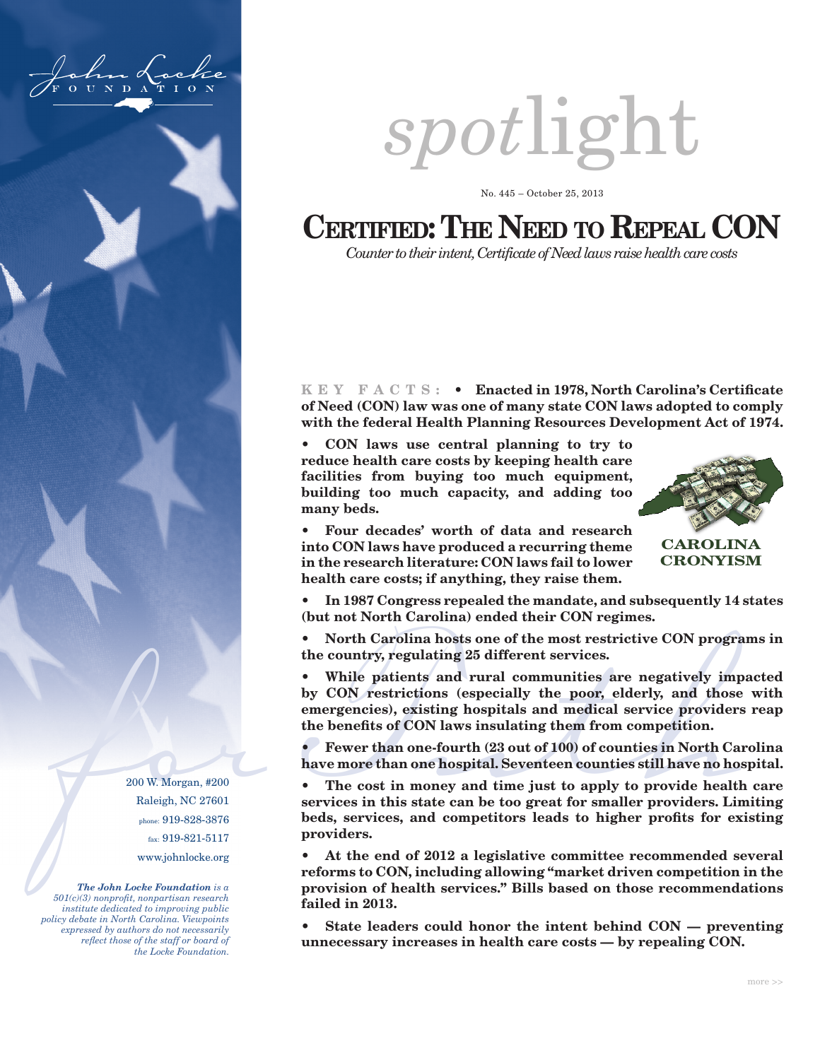John Locke FOUNDATION

# spotlight

No. 445 – October 25, 2013

## CERTIFIED: THE NEED TO REPEAL CON

*Counter to their intent, Certificate of Need laws raise health care costs*

**KEY FACTS:**

- **Enacted in 1978, North Carolina's Certificate of Need (CON) law was one of many state CON laws adopted to comply with the federal Health Planning Resources Development Act of 1974.**
- **CON laws use central planning to try to reduce health care costs by keeping health care facilities from buying too much equipment, building too much capacity, and adding too many beds.**
- **Four decades' worth of data and research into CON laws have produced a recurring theme in the research literature: CON laws fail to lower health care costs; if anything, they raise them.**
- **In 1987 Congress repealed the mandate, and subsequently 14 states (but not North Carolina) ended their CON regimes.**
- **North Carolina hosts one of the most restrictive CON programs in the country, regulating 25 different services.**
- **While patients and rural communities are negatively impacted by CON restrictions (especially the poor, elderly, and those with emergencies), existing hospitals and medical service providers reap the benefits of CON laws insulating them from competition.**
- **Fewer than one-fourth (23 out of 100) of counties in North Carolina have more than one hospital. Seventeen counties still have no hospital.**
- **The cost in money and time just to apply to provide health care services in this state can be too great for smaller providers. Limiting beds, services, and competitors leads to higher profits for existing providers.**
- **At the end of 2012 a legislative committee recommended several reforms to CON, including allowing "market driven competition in the provision of health services." Bills based on those recommendations failed in 2013.**
- **State leaders could honor the intent behind CON — preventing unnecessary increases in health care costs — by repealing CON.**

CAROLINA CRONYISM

200 W. Morgan, #200
Raleigh, NC 27601
phone: 919-828-3876
fax: 919-821-5117
www.johnlocke.org

*__The John Locke Foundation__ is a 501(c)(3) nonprofit, nonpartisan research institute dedicated to improving public policy debate in North Carolina. Viewpoints expressed by authors do not necessarily reflect those of the staff or board of the Locke Foundation.*

more >>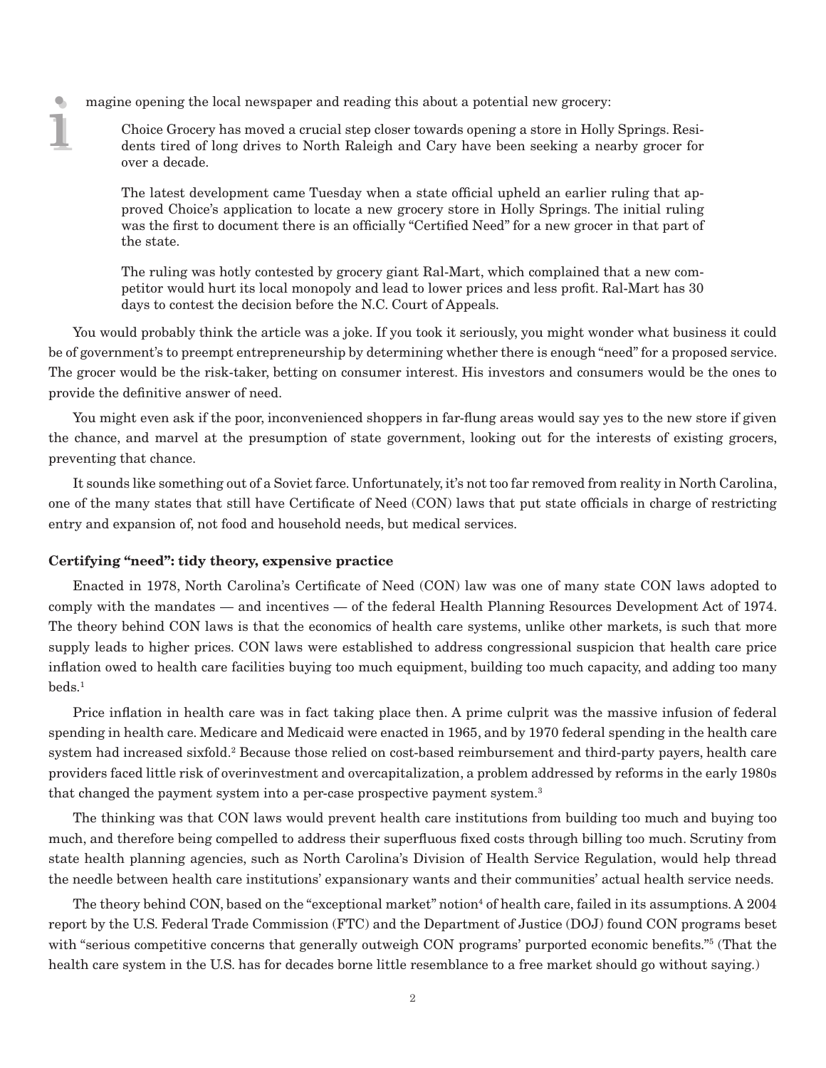Imagine opening the local newspaper and reading this about a potential new grocery:

> Choice Grocery has moved a crucial step closer towards opening a store in Holly Springs. Residents tired of long drives to North Raleigh and Cary have been seeking a nearby grocer for over a decade.
>
> The latest development came Tuesday when a state official upheld an earlier ruling that approved Choice's application to locate a new grocery store in Holly Springs. The initial ruling was the first to document there is an officially "Certified Need" for a new grocer in that part of the state.
>
> The ruling was hotly contested by grocery giant Ral-Mart, which complained that a new competitor would hurt its local monopoly and lead to lower prices and less profit. Ral-Mart has 30 days to contest the decision before the N.C. Court of Appeals.

You would probably think the article was a joke. If you took it seriously, you might wonder what business it could be of government's to preempt entrepreneurship by determining whether there is enough "need" for a proposed service. The grocer would be the risk-taker, betting on consumer interest. His investors and consumers would be the ones to provide the definitive answer of need.

You might even ask if the poor, inconvenienced shoppers in far-flung areas would say yes to the new store if given the chance, and marvel at the presumption of state government, looking out for the interests of existing grocers, preventing that chance.

It sounds like something out of a Soviet farce. Unfortunately, it's not too far removed from reality in North Carolina, one of the many states that still have Certificate of Need (CON) laws that put state officials in charge of restricting entry and expansion of, not food and household needs, but medical services.

**Certifying "need": tidy theory, expensive practice**

Enacted in 1978, North Carolina's Certificate of Need (CON) law was one of many state CON laws adopted to comply with the mandates — and incentives — of the federal Health Planning Resources Development Act of 1974. The theory behind CON laws is that the economics of health care systems, unlike other markets, is such that more supply leads to higher prices. CON laws were established to address congressional suspicion that health care price inflation owed to health care facilities buying too much equipment, building too much capacity, and adding too many beds.[1]

Price inflation in health care was in fact taking place then. A prime culprit was the massive infusion of federal spending in health care. Medicare and Medicaid were enacted in 1965, and by 1970 federal spending in the health care system had increased sixfold.[2] Because those relied on cost-based reimbursement and third-party payers, health care providers faced little risk of overinvestment and overcapitalization, a problem addressed by reforms in the early 1980s that changed the payment system into a per-case prospective payment system.[3]

The thinking was that CON laws would prevent health care institutions from building too much and buying too much, and therefore being compelled to address their superfluous fixed costs through billing too much. Scrutiny from state health planning agencies, such as North Carolina's Division of Health Service Regulation, would help thread the needle between health care institutions' expansionary wants and their communities' actual health service needs.

The theory behind CON, based on the "exceptional market" notion[4] of health care, failed in its assumptions. A 2004 report by the U.S. Federal Trade Commission (FTC) and the Department of Justice (DOJ) found CON programs beset with "serious competitive concerns that generally outweigh CON programs' purported economic benefits."[5] (That the health care system in the U.S. has for decades borne little resemblance to a free market should go without saying.)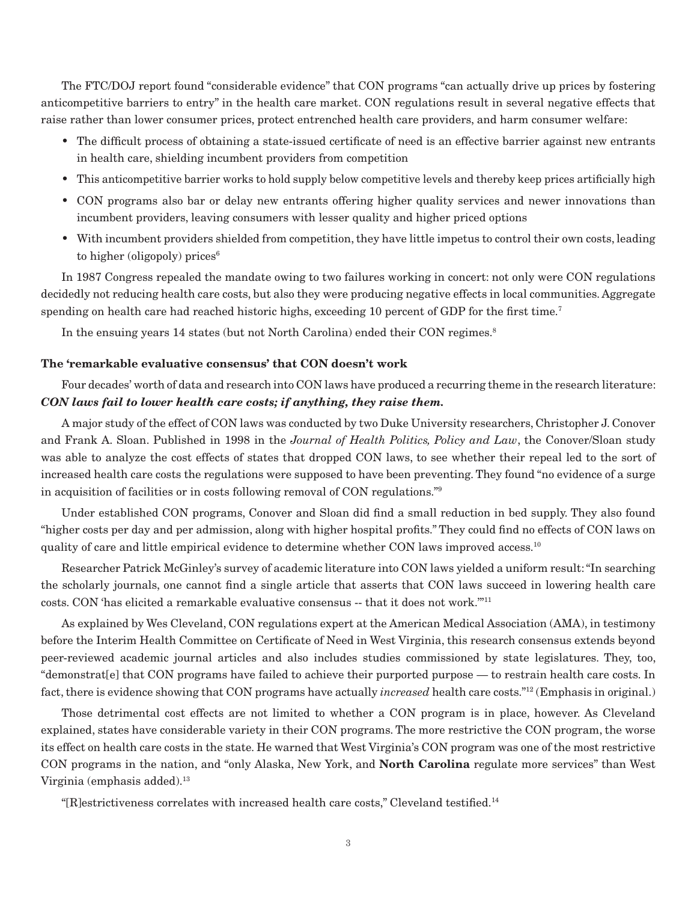The FTC/DOJ report found "considerable evidence" that CON programs "can actually drive up prices by fostering anticompetitive barriers to entry" in the health care market. CON regulations result in several negative effects that raise rather than lower consumer prices, protect entrenched health care providers, and harm consumer welfare:

- The difficult process of obtaining a state-issued certificate of need is an effective barrier against new entrants in health care, shielding incumbent providers from competition
- This anticompetitive barrier works to hold supply below competitive levels and thereby keep prices artificially high
- CON programs also bar or delay new entrants offering higher quality services and newer innovations than incumbent providers, leaving consumers with lesser quality and higher priced options
- With incumbent providers shielded from competition, they have little impetus to control their own costs, leading to higher (oligopoly) prices[6]

In 1987 Congress repealed the mandate owing to two failures working in concert: not only were CON regulations decidedly not reducing health care costs, but also they were producing negative effects in local communities. Aggregate spending on health care had reached historic highs, exceeding 10 percent of GDP for the first time.[7]

In the ensuing years 14 states (but not North Carolina) ended their CON regimes."[8]

### The 'remarkable evaluative consensus' that CON doesn't work

Four decades' worth of data and research into CON laws have produced a recurring theme in the research literature: ***CON laws fail to lower health care costs; if anything, they raise them.***

A major study of the effect of CON laws was conducted by two Duke University researchers, Christopher J. Conover and Frank A. Sloan. Published in 1998 in the *Journal of Health Politics, Policy and Law*, the Conover/Sloan study was able to analyze the cost effects of states that dropped CON laws, to see whether their repeal led to the sort of increased health care costs the regulations were supposed to have been preventing. They found "no evidence of a surge in acquisition of facilities or in costs following removal of CON regulations."[9]

Under established CON programs, Conover and Sloan did find a small reduction in bed supply. They also found "higher costs per day and per admission, along with higher hospital profits." They could find no effects of CON laws on quality of care and little empirical evidence to determine whether CON laws improved access.[10]

Researcher Patrick McGinley's survey of academic literature into CON laws yielded a uniform result: "In searching the scholarly journals, one cannot find a single article that asserts that CON laws succeed in lowering health care costs. CON 'has elicited a remarkable evaluative consensus -- that it does not work.'"[11]

As explained by Wes Cleveland, CON regulations expert at the American Medical Association (AMA), in testimony before the Interim Health Committee on Certificate of Need in West Virginia, this research consensus extends beyond peer-reviewed academic journal articles and also includes studies commissioned by state legislatures. They, too, "demonstrat[e] that CON programs have failed to achieve their purported purpose — to restrain health care costs. In fact, there is evidence showing that CON programs have actually *increased* health care costs."[12] (Emphasis in original.)

Those detrimental cost effects are not limited to whether a CON program is in place, however. As Cleveland explained, states have considerable variety in their CON programs. The more restrictive the CON program, the worse its effect on health care costs in the state. He warned that West Virginia's CON program was one of the most restrictive CON programs in the nation, and "only Alaska, New York, and **North Carolina** regulate more services" than West Virginia (emphasis added).[13]

"[R]estrictiveness correlates with increased health care costs," Cleveland testified.[14]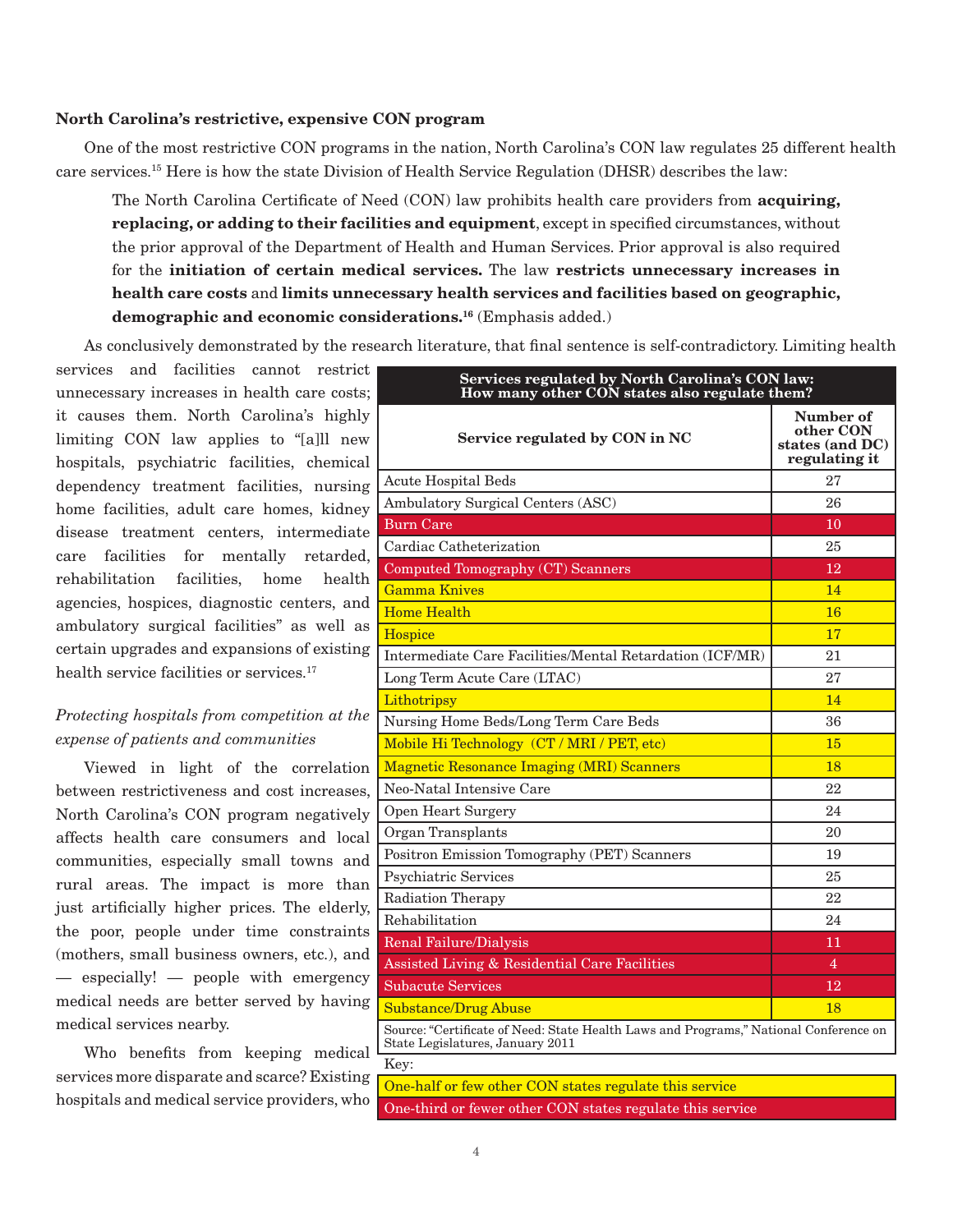**North Carolina's restrictive, expensive CON program**

One of the most restrictive CON programs in the nation, North Carolina's CON law regulates 25 different health care services.[15] Here is how the state Division of Health Service Regulation (DHSR) describes the law:

> The North Carolina Certificate of Need (CON) law prohibits health care providers from **acquiring, replacing, or adding to their facilities and equipment**, except in specified circumstances, without the prior approval of the Department of Health and Human Services. Prior approval is also required for the **initiation of certain medical services.** The law **restricts unnecessary increases in health care costs** and **limits unnecessary health services and facilities based on geographic, demographic and economic considerations.**[16] (Emphasis added.)

As conclusively demonstrated by the research literature, that final sentence is self-contradictory. Limiting health services and facilities cannot restrict unnecessary increases in health care costs; it causes them. North Carolina's highly limiting CON law applies to "[a]ll new hospitals, psychiatric facilities, chemical dependency treatment facilities, nursing home facilities, adult care homes, kidney disease treatment centers, intermediate care facilities for mentally retarded, rehabilitation facilities, home health agencies, hospices, diagnostic centers, and ambulatory surgical facilities" as well as certain upgrades and expansions of existing health service facilities or services.[17]

*Protecting hospitals from competition at the expense of patients and communities*

Viewed in light of the correlation between restrictiveness and cost increases, North Carolina's CON program negatively affects health care consumers and local communities, especially small towns and rural areas. The impact is more than just artificially higher prices. The elderly, the poor, people under time constraints (mothers, small business owners, etc.), and — especially! — people with emergency medical needs are better served by having medical services nearby.

Who benefits from keeping medical services more disparate and scarce? Existing hospitals and medical service providers, who

**Services regulated by North Carolina's CON law: How many other CON states also regulate them?**

| Service regulated by CON in NC | Number of other CON states (and DC) regulating it |
|---|---|
| Acute Hospital Beds | 27 |
| Ambulatory Surgical Centers (ASC) | 26 |
| Burn Care | 10 |
| Cardiac Catheterization | 25 |
| Computed Tomography (CT) Scanners | 12 |
| Gamma Knives | 14 |
| Home Health | 16 |
| Hospice | 17 |
| Intermediate Care Facilities/Mental Retardation (ICF/MR) | 21 |
| Long Term Acute Care (LTAC) | 27 |
| Lithotripsy | 14 |
| Nursing Home Beds/Long Term Care Beds | 36 |
| Mobile Hi Technology (CT / MRI / PET, etc) | 15 |
| Magnetic Resonance Imaging (MRI) Scanners | 18 |
| Neo-Natal Intensive Care | 22 |
| Open Heart Surgery | 24 |
| Organ Transplants | 20 |
| Positron Emission Tomography (PET) Scanners | 19 |
| Psychiatric Services | 25 |
| Radiation Therapy | 22 |
| Rehabilitation | 24 |
| Renal Failure/Dialysis | 11 |
| Assisted Living & Residential Care Facilities | 4 |
| Subacute Services | 12 |
| Substance/Drug Abuse | 18 |

Source: "Certificate of Need: State Health Laws and Programs," National Conference on State Legislatures, January 2011

Key:
- One-half or few other CON states regulate this service (yellow: Gamma Knives, Home Health, Hospice, Lithotripsy, Mobile Hi Technology, MRI Scanners, Substance/Drug Abuse)
- One-third or fewer other CON states regulate this service (red: Burn Care, CT Scanners, Renal Failure/Dialysis, Assisted Living & Residential Care Facilities, Subacute Services)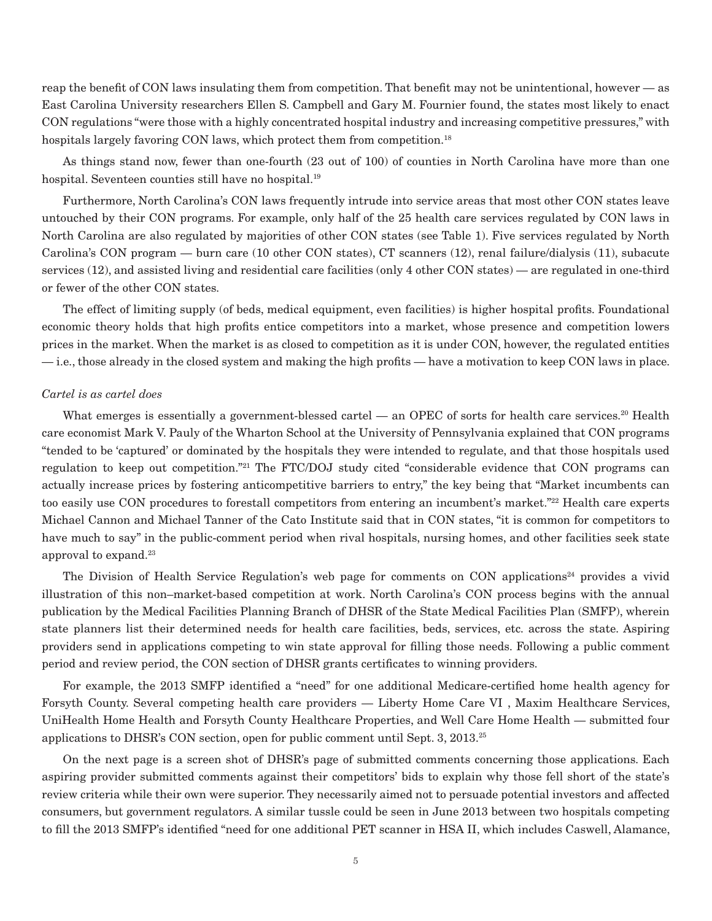reap the benefit of CON laws insulating them from competition. That benefit may not be unintentional, however — as East Carolina University researchers Ellen S. Campbell and Gary M. Fournier found, the states most likely to enact CON regulations "were those with a highly concentrated hospital industry and increasing competitive pressures," with hospitals largely favoring CON laws, which protect them from competition.[18]

As things stand now, fewer than one-fourth (23 out of 100) of counties in North Carolina have more than one hospital. Seventeen counties still have no hospital.[19]

Furthermore, North Carolina's CON laws frequently intrude into service areas that most other CON states leave untouched by their CON programs. For example, only half of the 25 health care services regulated by CON laws in North Carolina are also regulated by majorities of other CON states (see Table 1). Five services regulated by North Carolina's CON program — burn care (10 other CON states), CT scanners (12), renal failure/dialysis (11), subacute services (12), and assisted living and residential care facilities (only 4 other CON states) — are regulated in one-third or fewer of the other CON states.

The effect of limiting supply (of beds, medical equipment, even facilities) is higher hospital profits. Foundational economic theory holds that high profits entice competitors into a market, whose presence and competition lowers prices in the market. When the market is as closed to competition as it is under CON, however, the regulated entities — i.e., those already in the closed system and making the high profits — have a motivation to keep CON laws in place.

*Cartel is as cartel does*

What emerges is essentially a government-blessed cartel — an OPEC of sorts for health care services.[20] Health care economist Mark V. Pauly of the Wharton School at the University of Pennsylvania explained that CON programs "tended to be 'captured' or dominated by the hospitals they were intended to regulate, and that those hospitals used regulation to keep out competition."[21] The FTC/DOJ study cited "considerable evidence that CON programs can actually increase prices by fostering anticompetitive barriers to entry," the key being that "Market incumbents can too easily use CON procedures to forestall competitors from entering an incumbent's market."[22] Health care experts Michael Cannon and Michael Tanner of the Cato Institute said that in CON states, "it is common for competitors to have much to say" in the public-comment period when rival hospitals, nursing homes, and other facilities seek state approval to expand.[23]

The Division of Health Service Regulation's web page for comments on CON applications[24] provides a vivid illustration of this non–market-based competition at work. North Carolina's CON process begins with the annual publication by the Medical Facilities Planning Branch of DHSR of the State Medical Facilities Plan (SMFP), wherein state planners list their determined needs for health care facilities, beds, services, etc. across the state. Aspiring providers send in applications competing to win state approval for filling those needs. Following a public comment period and review period, the CON section of DHSR grants certificates to winning providers.

For example, the 2013 SMFP identified a "need" for one additional Medicare-certified home health agency for Forsyth County. Several competing health care providers — Liberty Home Care VI , Maxim Healthcare Services, UniHealth Home Health and Forsyth County Healthcare Properties, and Well Care Home Health — submitted four applications to DHSR's CON section, open for public comment until Sept. 3, 2013.[25]

On the next page is a screen shot of DHSR's page of submitted comments concerning those applications. Each aspiring provider submitted comments against their competitors' bids to explain why those fell short of the state's review criteria while their own were superior. They necessarily aimed not to persuade potential investors and affected consumers, but government regulators. A similar tussle could be seen in June 2013 between two hospitals competing to fill the 2013 SMFP's identified "need for one additional PET scanner in HSA II, which includes Caswell, Alamance,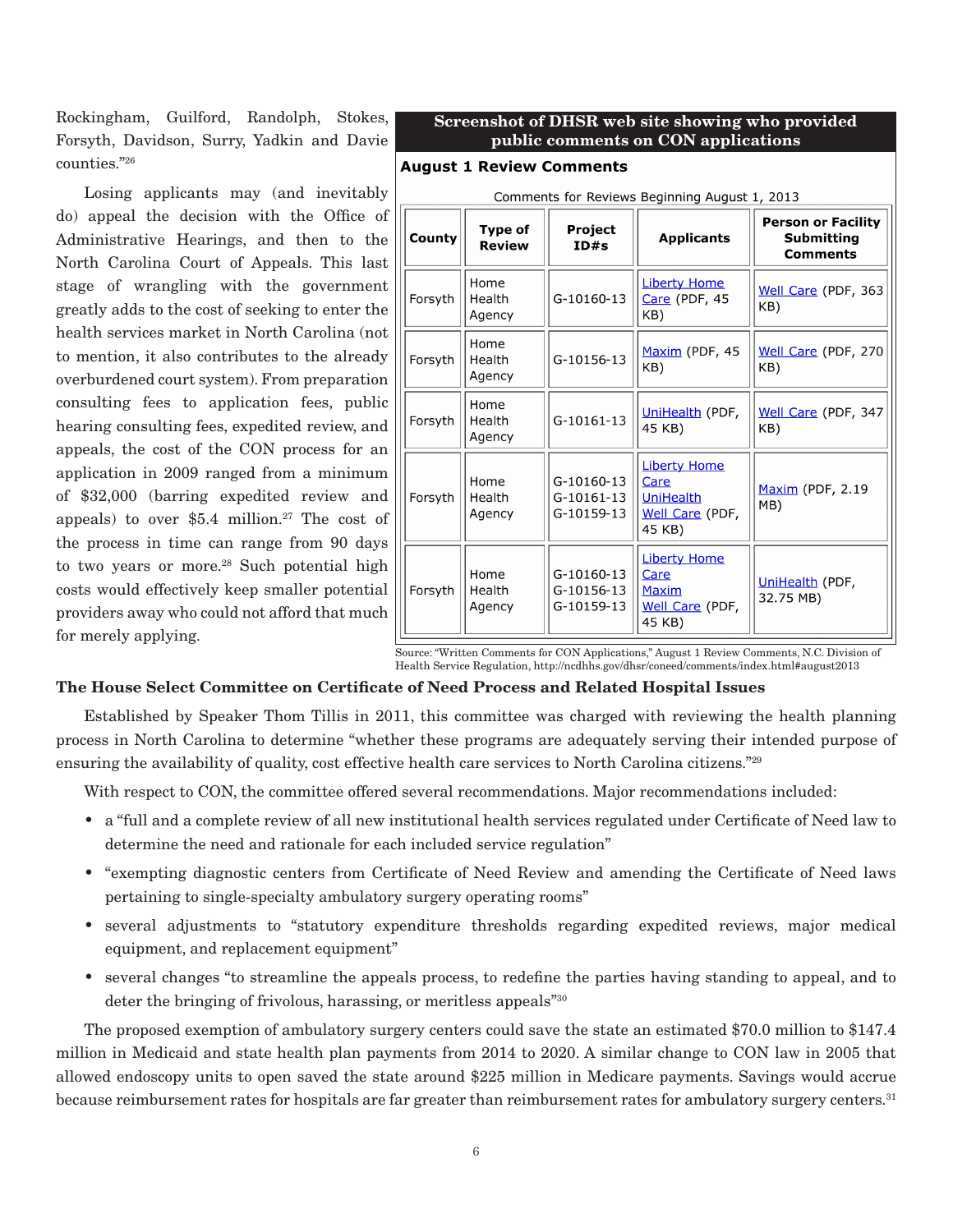Rockingham, Guilford, Randolph, Stokes, Forsyth, Davidson, Surry, Yadkin and Davie counties."[26]

Losing applicants may (and inevitably do) appeal the decision with the Office of Administrative Hearings, and then to the North Carolina Court of Appeals. This last stage of wrangling with the government greatly adds to the cost of seeking to enter the health services market in North Carolina (not to mention, it also contributes to the already overburdened court system). From preparation consulting fees to application fees, public hearing consulting fees, expedited review, and appeals, the cost of the CON process for an application in 2009 ranged from a minimum of $32,000 (barring expedited review and appeals) to over $5.4 million.[27] The cost of the process in time can range from 90 days to two years or more.[28] Such potential high costs would effectively keep smaller potential providers away who could not afford that much for merely applying.

**Screenshot of DHSR web site showing who provided public comments on CON applications**

**August 1 Review Comments**

Comments for Reviews Beginning August 1, 2013

| County | Type of Review | Project ID#s | Applicants | Person or Facility Submitting Comments |
|---|---|---|---|---|
| Forsyth | Home Health Agency | G-10160-13 | Liberty Home Care (PDF, 45 KB) | Well Care (PDF, 363 KB) |
| Forsyth | Home Health Agency | G-10156-13 | Maxim (PDF, 45 KB) | Well Care (PDF, 270 KB) |
| Forsyth | Home Health Agency | G-10161-13 | UniHealth (PDF, 45 KB) | Well Care (PDF, 347 KB) |
| Forsyth | Home Health Agency | G-10160-13 G-10161-13 G-10159-13 | Liberty Home Care UniHealth Well Care (PDF, 45 KB) | Maxim (PDF, 2.19 MB) |
| Forsyth | Home Health Agency | G-10160-13 G-10156-13 G-10159-13 | Liberty Home Care Maxim Well Care (PDF, 45 KB) | UniHealth (PDF, 32.75 MB) |

Source: "Written Comments for CON Applications," August 1 Review Comments, N.C. Division of Health Service Regulation, http://ncdhhs.gov/dhsr/coneed/comments/index.html#august2013

### The House Select Committee on Certificate of Need Process and Related Hospital Issues

Established by Speaker Thom Tillis in 2011, this committee was charged with reviewing the health planning process in North Carolina to determine "whether these programs are adequately serving their intended purpose of ensuring the availability of quality, cost effective health care services to North Carolina citizens."[29]

With respect to CON, the committee offered several recommendations. Major recommendations included:

- a "full and a complete review of all new institutional health services regulated under Certificate of Need law to determine the need and rationale for each included service regulation"
- "exempting diagnostic centers from Certificate of Need Review and amending the Certificate of Need laws pertaining to single-specialty ambulatory surgery operating rooms"
- several adjustments to "statutory expenditure thresholds regarding expedited reviews, major medical equipment, and replacement equipment"
- several changes "to streamline the appeals process, to redefine the parties having standing to appeal, and to deter the bringing of frivolous, harassing, or meritless appeals"[30]

The proposed exemption of ambulatory surgery centers could save the state an estimated $70.0 million to $147.4 million in Medicaid and state health plan payments from 2014 to 2020. A similar change to CON law in 2005 that allowed endoscopy units to open saved the state around $225 million in Medicare payments. Savings would accrue because reimbursement rates for hospitals are far greater than reimbursement rates for ambulatory surgery centers.[31]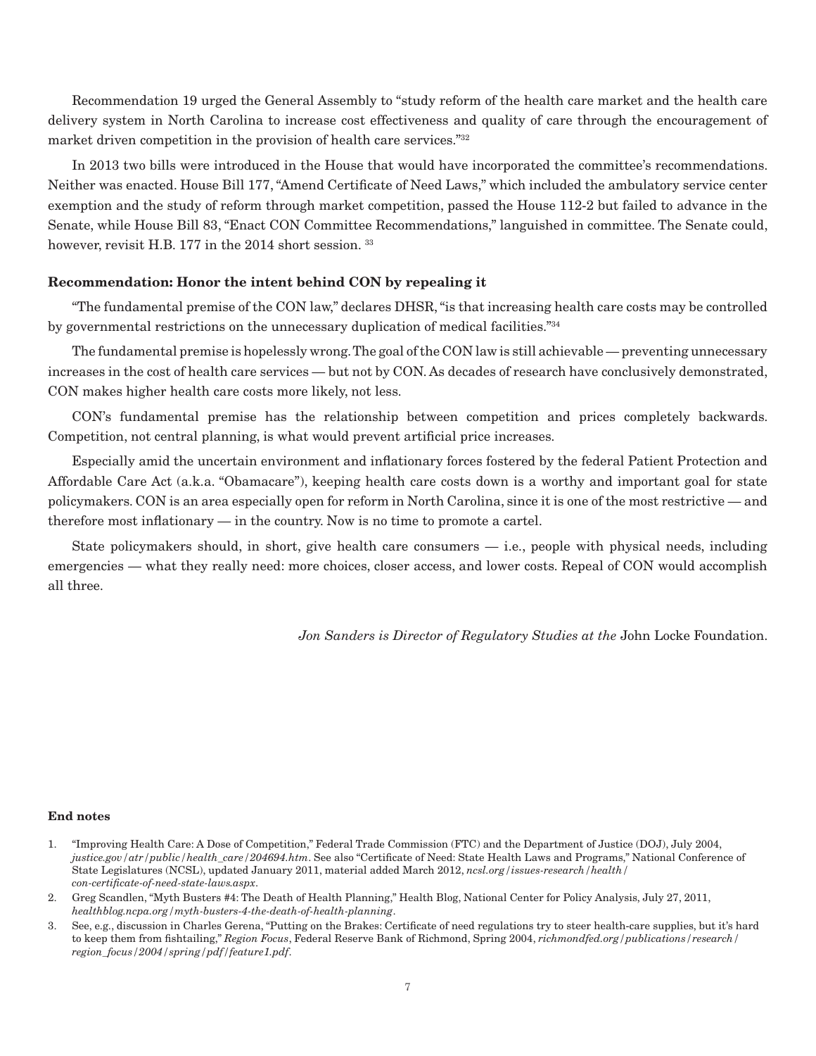Recommendation 19 urged the General Assembly to "study reform of the health care market and the health care delivery system in North Carolina to increase cost effectiveness and quality of care through the encouragement of market driven competition in the provision of health care services."[32]

In 2013 two bills were introduced in the House that would have incorporated the committee's recommendations. Neither was enacted. House Bill 177, "Amend Certificate of Need Laws," which included the ambulatory service center exemption and the study of reform through market competition, passed the House 112-2 but failed to advance in the Senate, while House Bill 83, "Enact CON Committee Recommendations," languished in committee. The Senate could, however, revisit H.B. 177 in the 2014 short session. [33]

### Recommendation: Honor the intent behind CON by repealing it

"The fundamental premise of the CON law," declares DHSR, "is that increasing health care costs may be controlled by governmental restrictions on the unnecessary duplication of medical facilities."[34]

The fundamental premise is hopelessly wrong. The goal of the CON law is still achievable — preventing unnecessary increases in the cost of health care services — but not by CON. As decades of research have conclusively demonstrated, CON makes higher health care costs more likely, not less.

CON's fundamental premise has the relationship between competition and prices completely backwards. Competition, not central planning, is what would prevent artificial price increases.

Especially amid the uncertain environment and inflationary forces fostered by the federal Patient Protection and Affordable Care Act (a.k.a. "Obamacare"), keeping health care costs down is a worthy and important goal for state policymakers. CON is an area especially open for reform in North Carolina, since it is one of the most restrictive — and therefore most inflationary — in the country. Now is no time to promote a cartel.

State policymakers should, in short, give health care consumers — i.e., people with physical needs, including emergencies — what they really need: more choices, closer access, and lower costs. Repeal of CON would accomplish all three.

*Jon Sanders is Director of Regulatory Studies at the* John Locke Foundation.

#### End notes

1. "Improving Health Care: A Dose of Competition," Federal Trade Commission (FTC) and the Department of Justice (DOJ), July 2004, *justice.gov/atr/public/health_care/204694.htm*. See also "Certificate of Need: State Health Laws and Programs," National Conference of State Legislatures (NCSL), updated January 2011, material added March 2012, *ncsl.org/issues-research/health/con-certificate-of-need-state-laws.aspx*.
2. Greg Scandlen, "Myth Busters #4: The Death of Health Planning," Health Blog, National Center for Policy Analysis, July 27, 2011, *healthblog.ncpa.org/myth-busters-4-the-death-of-health-planning*.
3. See, e.g., discussion in Charles Gerena, "Putting on the Brakes: Certificate of need regulations try to steer health-care supplies, but it's hard to keep them from fishtailing," *Region Focus*, Federal Reserve Bank of Richmond, Spring 2004, *richmondfed.org/publications/research/region_focus/2004/spring/pdf/feature1.pdf*.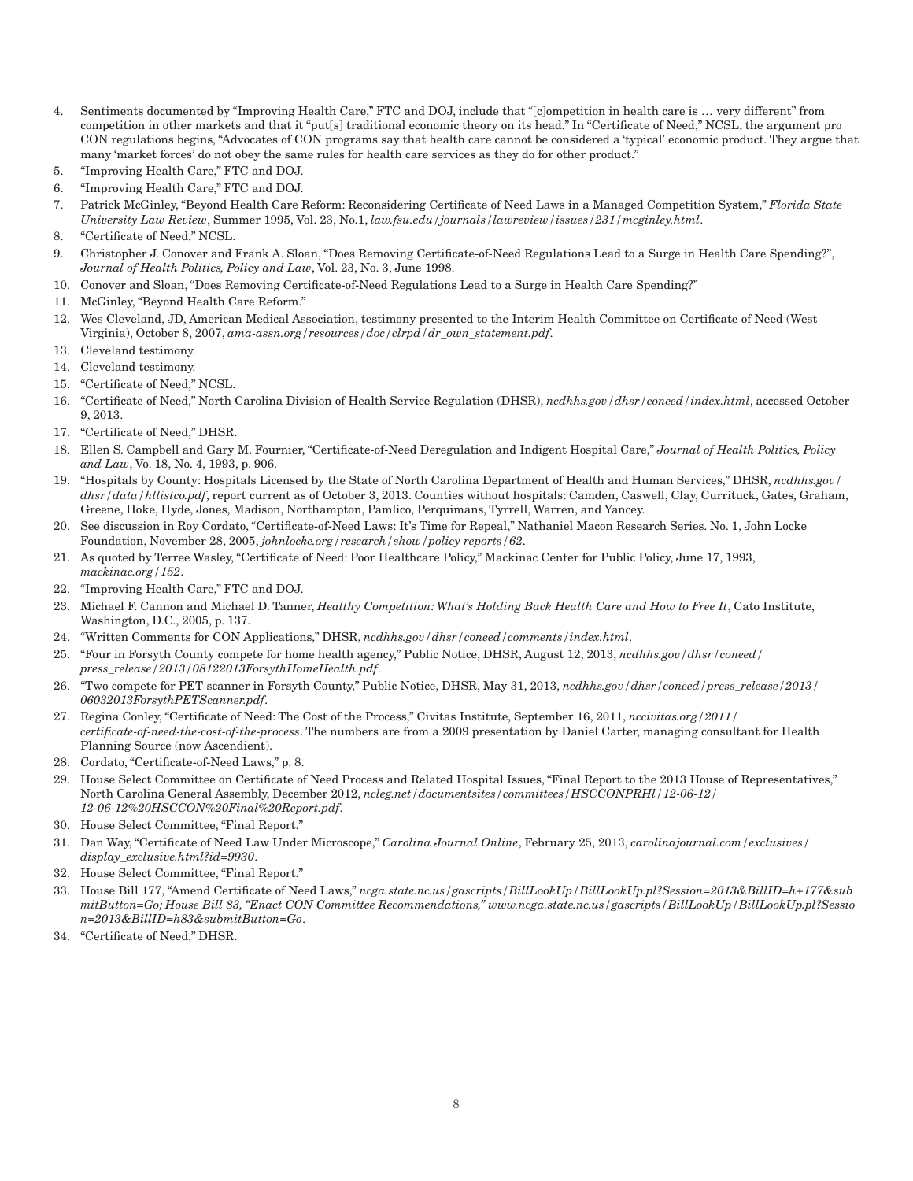4. Sentiments documented by "Improving Health Care," FTC and DOJ, include that "[c]ompetition in health care is … very different" from competition in other markets and that it "put[s] traditional economic theory on its head." In "Certificate of Need," NCSL, the argument pro CON regulations begins, "Advocates of CON programs say that health care cannot be considered a 'typical' economic product. They argue that many 'market forces' do not obey the same rules for health care services as they do for other product."
5. "Improving Health Care," FTC and DOJ.
6. "Improving Health Care," FTC and DOJ.
7. Patrick McGinley, "Beyond Health Care Reform: Reconsidering Certificate of Need Laws in a Managed Competition System," *Florida State University Law Review*, Summer 1995, Vol. 23, No.1, *law.fsu.edu/journals/lawreview/issues/231/mcginley.html*.
8. "Certificate of Need," NCSL.
9. Christopher J. Conover and Frank A. Sloan, "Does Removing Certificate-of-Need Regulations Lead to a Surge in Health Care Spending?", *Journal of Health Politics, Policy and Law*, Vol. 23, No. 3, June 1998.
10. Conover and Sloan, "Does Removing Certificate-of-Need Regulations Lead to a Surge in Health Care Spending?"
11. McGinley, "Beyond Health Care Reform."
12. Wes Cleveland, JD, American Medical Association, testimony presented to the Interim Health Committee on Certificate of Need (West Virginia), October 8, 2007, *ama-assn.org/resources/doc/clrpd/dr_own_statement.pdf*.
13. Cleveland testimony.
14. Cleveland testimony.
15. "Certificate of Need," NCSL.
16. "Certificate of Need," North Carolina Division of Health Service Regulation (DHSR), *ncdhhs.gov/dhsr/coneed/index.html*, accessed October 9, 2013.
17. "Certificate of Need," DHSR.
18. Ellen S. Campbell and Gary M. Fournier, "Certificate-of-Need Deregulation and Indigent Hospital Care," *Journal of Health Politics, Policy and Law*, Vo. 18, No. 4, 1993, p. 906.
19. "Hospitals by County: Hospitals Licensed by the State of North Carolina Department of Health and Human Services," DHSR, *ncdhhs.gov/dhsr/data/hllistco.pdf*, report current as of October 3, 2013. Counties without hospitals: Camden, Caswell, Clay, Currituck, Gates, Graham, Greene, Hoke, Hyde, Jones, Madison, Northampton, Pamlico, Perquimans, Tyrrell, Warren, and Yancey.
20. See discussion in Roy Cordato, "Certificate-of-Need Laws: It's Time for Repeal," Nathaniel Macon Research Series. No. 1, John Locke Foundation, November 28, 2005, *johnlocke.org/research/show/policy reports/62*.
21. As quoted by Terree Wasley, "Certificate of Need: Poor Healthcare Policy," Mackinac Center for Public Policy, June 17, 1993, *mackinac.org/152*.
22. "Improving Health Care," FTC and DOJ.
23. Michael F. Cannon and Michael D. Tanner, *Healthy Competition: What's Holding Back Health Care and How to Free It*, Cato Institute, Washington, D.C., 2005, p. 137.
24. "Written Comments for CON Applications," DHSR, *ncdhhs.gov/dhsr/coneed/comments/index.html*.
25. "Four in Forsyth County compete for home health agency," Public Notice, DHSR, August 12, 2013, *ncdhhs.gov/dhsr/coneed/press_release/2013/08122013ForsythHomeHealth.pdf*.
26. "Two compete for PET scanner in Forsyth County," Public Notice, DHSR, May 31, 2013, *ncdhhs.gov/dhsr/coneed/press_release/2013/06032013ForsythPETScanner.pdf*.
27. Regina Conley, "Certificate of Need: The Cost of the Process," Civitas Institute, September 16, 2011, *nccivitas.org/2011/certificate-of-need-the-cost-of-the-process*. The numbers are from a 2009 presentation by Daniel Carter, managing consultant for Health Planning Source (now Ascendient).
28. Cordato, "Certificate-of-Need Laws," p. 8.
29. House Select Committee on Certificate of Need Process and Related Hospital Issues, "Final Report to the 2013 House of Representatives," North Carolina General Assembly, December 2012, *ncleg.net/documentsites/committees/HSCCONPRHI/12-06-12/12-06-12%20HSCCON%20Final%20Report.pdf*.
30. House Select Committee, "Final Report."
31. Dan Way, "Certificate of Need Law Under Microscope," *Carolina Journal Online*, February 25, 2013, *carolinajournal.com/exclusives/display_exclusive.html?id=9930*.
32. House Select Committee, "Final Report."
33. House Bill 177, "Amend Certificate of Need Laws," *ncga.state.nc.us/gascripts/BillLookUp/BillLookUp.pl?Session=2013&BillID=h+177&submitButton=Go; House Bill 83, "Enact CON Committee Recommendations," www.ncga.state.nc.us/gascripts/BillLookUp/BillLookUp.pl?Session=2013&BillID=h83&submitButton=Go*.
34. "Certificate of Need," DHSR.